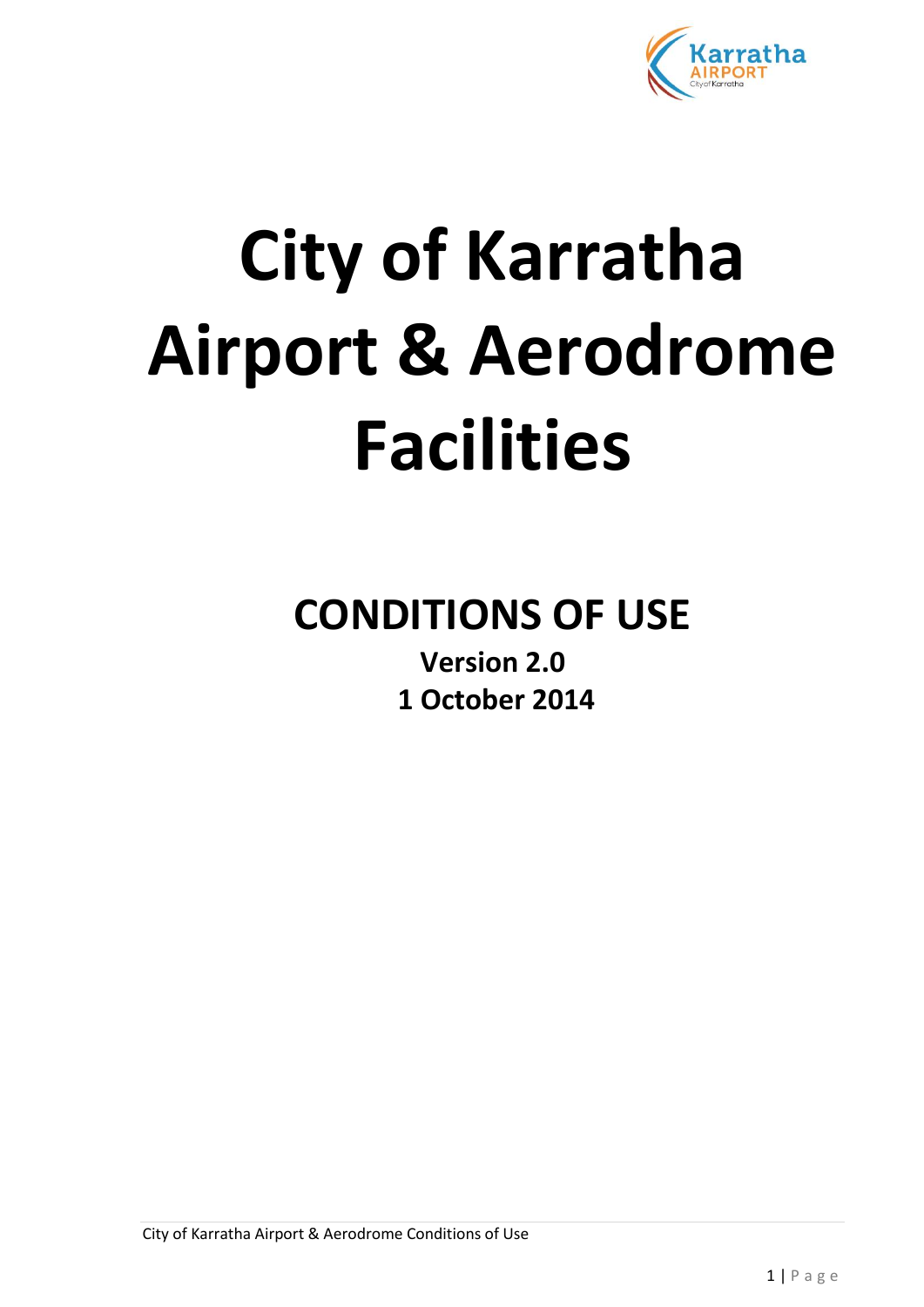# City of Karratha Airport & Aerodrome Facilities

## CONDITIONS OF USE

**Version 2.0**

**1 October 2014**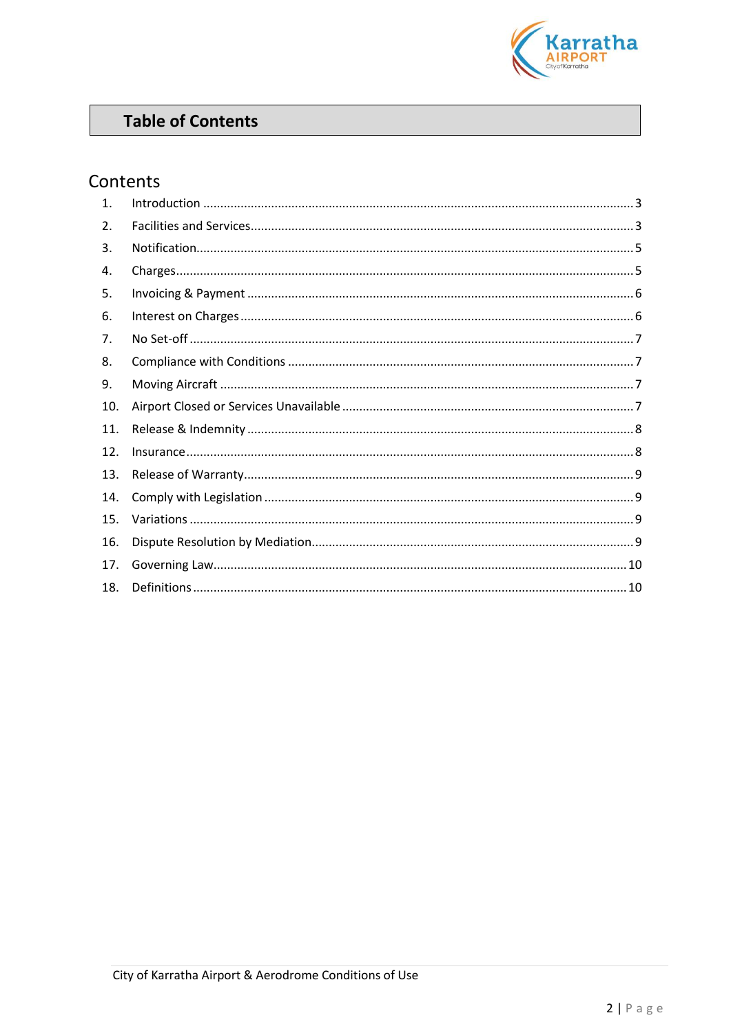# Table of Contents

## Contents

1. Introduction ............................................................ 3
2. Facilities and Services ............................................................ 3
3. Notification ............................................................ 5
4. Charges ............................................................ 5
5. Invoicing & Payment ............................................................ 6
6. Interest on Charges ............................................................ 6
7. No Set-off ............................................................ 7
8. Compliance with Conditions ............................................................ 7
9. Moving Aircraft ............................................................ 7
10. Airport Closed or Services Unavailable ............................................................ 7
11. Release & Indemnity ............................................................ 8
12. Insurance ............................................................ 8
13. Release of Warranty ............................................................ 9
14. Comply with Legislation ............................................................ 9
15. Variations ............................................................ 9
16. Dispute Resolution by Mediation ............................................................ 9
17. Governing Law ............................................................ 10
18. Definitions ............................................................ 10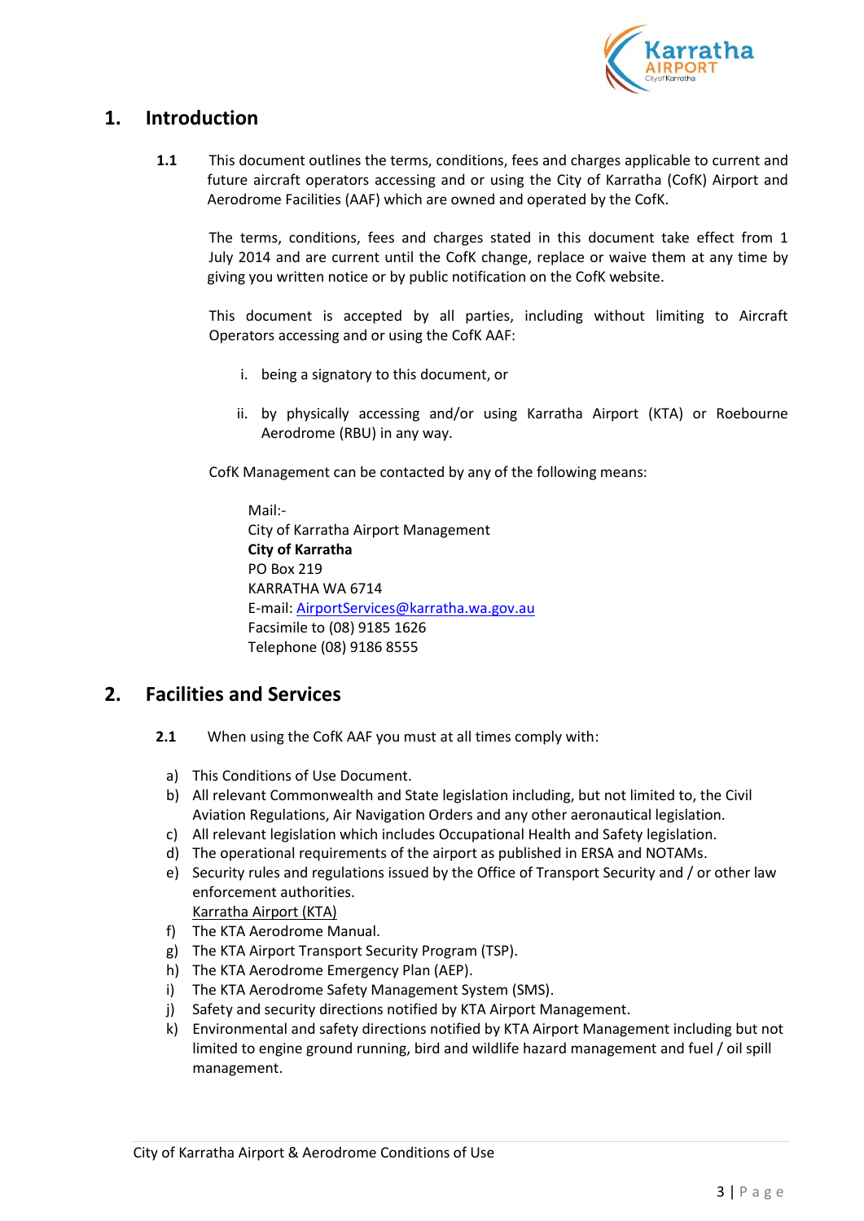# 1. Introduction

**1.1** This document outlines the terms, conditions, fees and charges applicable to current and future aircraft operators accessing and or using the City of Karratha (CofK) Airport and Aerodrome Facilities (AAF) which are owned and operated by the CofK.

The terms, conditions, fees and charges stated in this document take effect from 1 July 2014 and are current until the CofK change, replace or waive them at any time by giving you written notice or by public notification on the CofK website.

This document is accepted by all parties, including without limiting to Aircraft Operators accessing and or using the CofK AAF:

i. being a signatory to this document, or

ii. by physically accessing and/or using Karratha Airport (KTA) or Roebourne Aerodrome (RBU) in any way.

CofK Management can be contacted by any of the following means:

Mail:-
City of Karratha Airport Management
**City of Karratha**
PO Box 219
KARRATHA WA 6714
E-mail: AirportServices@karratha.wa.gov.au
Facsimile to (08) 9185 1626
Telephone (08) 9186 8555

# 2. Facilities and Services

**2.1** When using the CofK AAF you must at all times comply with:

a) This Conditions of Use Document.
b) All relevant Commonwealth and State legislation including, but not limited to, the Civil Aviation Regulations, Air Navigation Orders and any other aeronautical legislation.
c) All relevant legislation which includes Occupational Health and Safety legislation.
d) The operational requirements of the airport as published in ERSA and NOTAMs.
e) Security rules and regulations issued by the Office of Transport Security and / or other law enforcement authorities.

Karratha Airport (KTA)

f) The KTA Aerodrome Manual.
g) The KTA Airport Transport Security Program (TSP).
h) The KTA Aerodrome Emergency Plan (AEP).
i) The KTA Aerodrome Safety Management System (SMS).
j) Safety and security directions notified by KTA Airport Management.
k) Environmental and safety directions notified by KTA Airport Management including but not limited to engine ground running, bird and wildlife hazard management and fuel / oil spill management.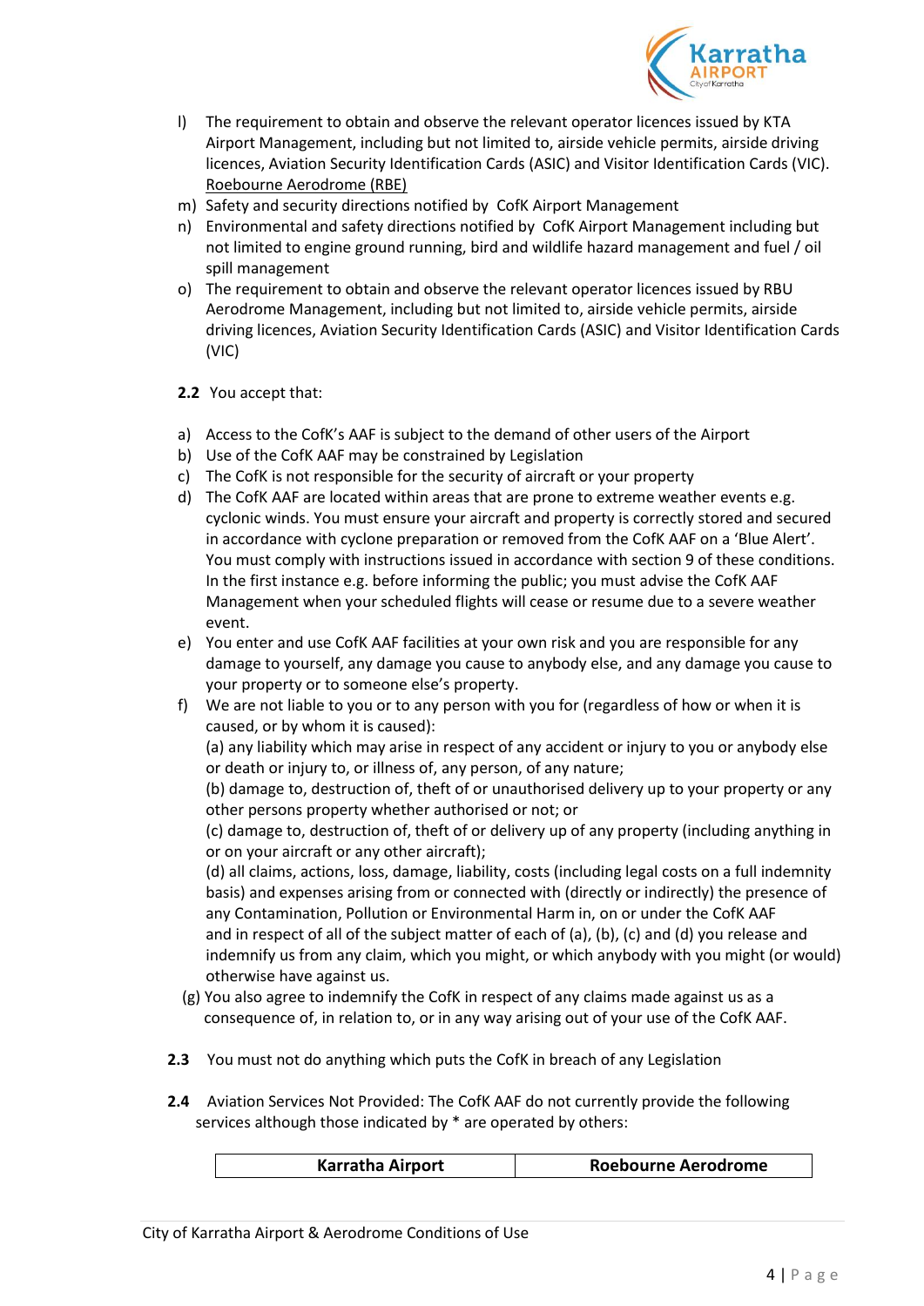l) The requirement to obtain and observe the relevant operator licences issued by KTA Airport Management, including but not limited to, airside vehicle permits, airside driving licences, Aviation Security Identification Cards (ASIC) and Visitor Identification Cards (VIC).

<u>Roebourne Aerodrome (RBE)</u>

m) Safety and security directions notified by CofK Airport Management

n) Environmental and safety directions notified by CofK Airport Management including but not limited to engine ground running, bird and wildlife hazard management and fuel / oil spill management

o) The requirement to obtain and observe the relevant operator licences issued by RBU Aerodrome Management, including but not limited to, airside vehicle permits, airside driving licences, Aviation Security Identification Cards (ASIC) and Visitor Identification Cards (VIC)

**2.2** You accept that:

a) Access to the CofK's AAF is subject to the demand of other users of the Airport

b) Use of the CofK AAF may be constrained by Legislation

c) The CofK is not responsible for the security of aircraft or your property

d) The CofK AAF are located within areas that are prone to extreme weather events e.g. cyclonic winds. You must ensure your aircraft and property is correctly stored and secured in accordance with cyclone preparation or removed from the CofK AAF on a 'Blue Alert'. You must comply with instructions issued in accordance with section 9 of these conditions. In the first instance e.g. before informing the public; you must advise the CofK AAF Management when your scheduled flights will cease or resume due to a severe weather event.

e) You enter and use CofK AAF facilities at your own risk and you are responsible for any damage to yourself, any damage you cause to anybody else, and any damage you cause to your property or to someone else's property.

f) We are not liable to you or to any person with you for (regardless of how or when it is caused, or by whom it is caused):

(a) any liability which may arise in respect of any accident or injury to you or anybody else or death or injury to, or illness of, any person, of any nature;

(b) damage to, destruction of, theft of or unauthorised delivery up to your property or any other persons property whether authorised or not; or

(c) damage to, destruction of, theft of or delivery up of any property (including anything in or on your aircraft or any other aircraft);

(d) all claims, actions, loss, damage, liability, costs (including legal costs on a full indemnity basis) and expenses arising from or connected with (directly or indirectly) the presence of any Contamination, Pollution or Environmental Harm in, on or under the CofK AAF and in respect of all of the subject matter of each of (a), (b), (c) and (d) you release and indemnify us from any claim, which you might, or which anybody with you might (or would) otherwise have against us.

(g) You also agree to indemnify the CofK in respect of any claims made against us as a consequence of, in relation to, or in any way arising out of your use of the CofK AAF.

**2.3** You must not do anything which puts the CofK in breach of any Legislation

**2.4** Aviation Services Not Provided: The CofK AAF do not currently provide the following services although those indicated by * are operated by others:

| Karratha Airport | Roebourne Aerodrome |
|---|---|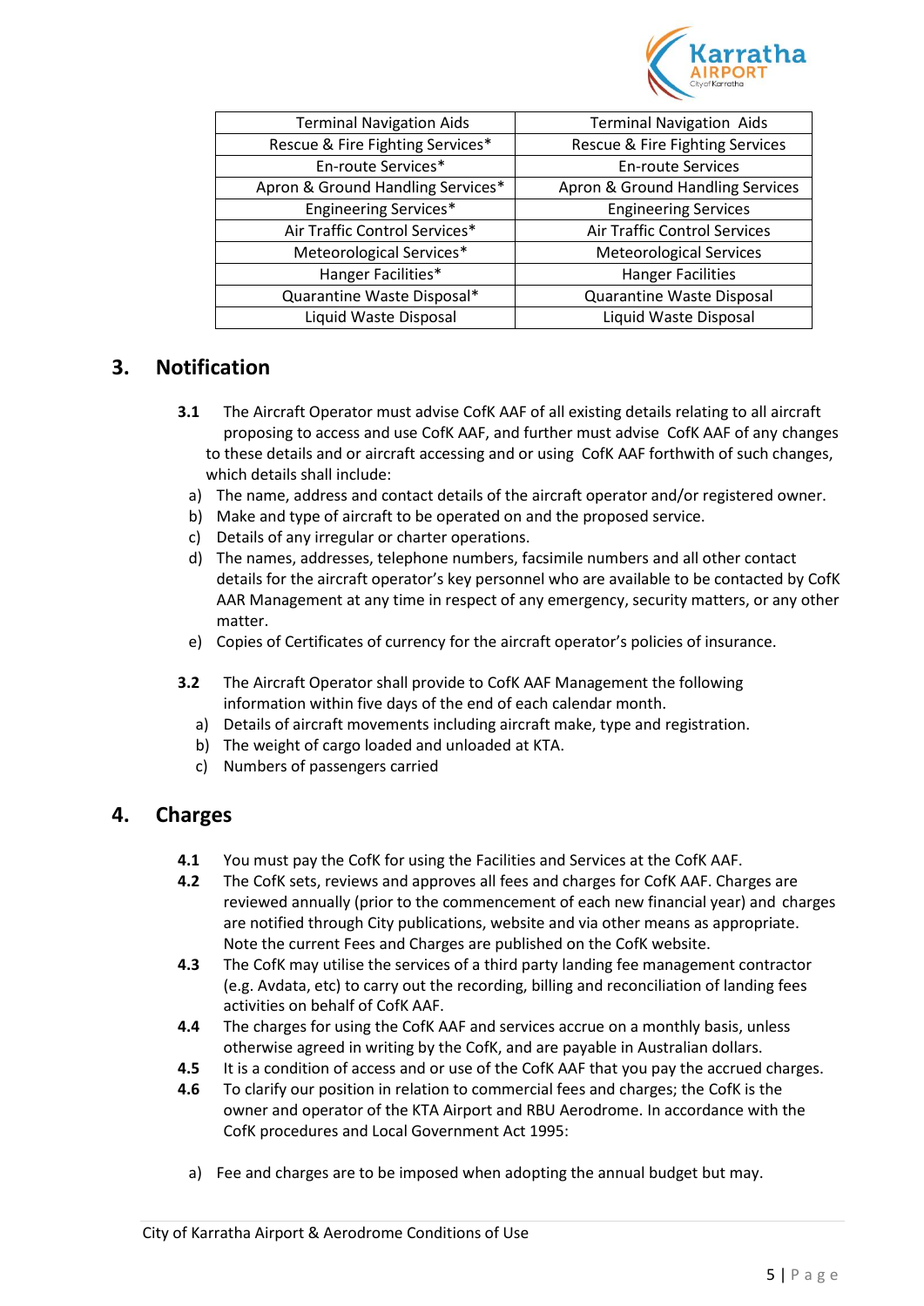| Terminal Navigation Aids | Terminal Navigation Aids |
|---|---|
| Rescue & Fire Fighting Services* | Rescue & Fire Fighting Services |
| En-route Services* | En-route Services |
| Apron & Ground Handling Services* | Apron & Ground Handling Services |
| Engineering Services* | Engineering Services |
| Air Traffic Control Services* | Air Traffic Control Services |
| Meteorological Services* | Meteorological Services |
| Hanger Facilities* | Hanger Facilities |
| Quarantine Waste Disposal* | Quarantine Waste Disposal |
| Liquid Waste Disposal | Liquid Waste Disposal |

## 3. Notification

**3.1** The Aircraft Operator must advise CofK AAF of all existing details relating to all aircraft proposing to access and use CofK AAF, and further must advise CofK AAF of any changes to these details and or aircraft accessing and or using CofK AAF forthwith of such changes, which details shall include:

a) The name, address and contact details of the aircraft operator and/or registered owner.
b) Make and type of aircraft to be operated on and the proposed service.
c) Details of any irregular or charter operations.
d) The names, addresses, telephone numbers, facsimile numbers and all other contact details for the aircraft operator's key personnel who are available to be contacted by CofK AAR Management at any time in respect of any emergency, security matters, or any other matter.
e) Copies of Certificates of currency for the aircraft operator's policies of insurance.

**3.2** The Aircraft Operator shall provide to CofK AAF Management the following information within five days of the end of each calendar month.

a) Details of aircraft movements including aircraft make, type and registration.
b) The weight of cargo loaded and unloaded at KTA.
c) Numbers of passengers carried

## 4. Charges

**4.1** You must pay the CofK for using the Facilities and Services at the CofK AAF.

**4.2** The CofK sets, reviews and approves all fees and charges for CofK AAF. Charges are reviewed annually (prior to the commencement of each new financial year) and charges are notified through City publications, website and via other means as appropriate. Note the current Fees and Charges are published on the CofK website.

**4.3** The CofK may utilise the services of a third party landing fee management contractor (e.g. Avdata, etc) to carry out the recording, billing and reconciliation of landing fees activities on behalf of CofK AAF.

**4.4** The charges for using the CofK AAF and services accrue on a monthly basis, unless otherwise agreed in writing by the CofK, and are payable in Australian dollars.

**4.5** It is a condition of access and or use of the CofK AAF that you pay the accrued charges.

**4.6** To clarify our position in relation to commercial fees and charges; the CofK is the owner and operator of the KTA Airport and RBU Aerodrome. In accordance with the CofK procedures and Local Government Act 1995:

a) Fee and charges are to be imposed when adopting the annual budget but may.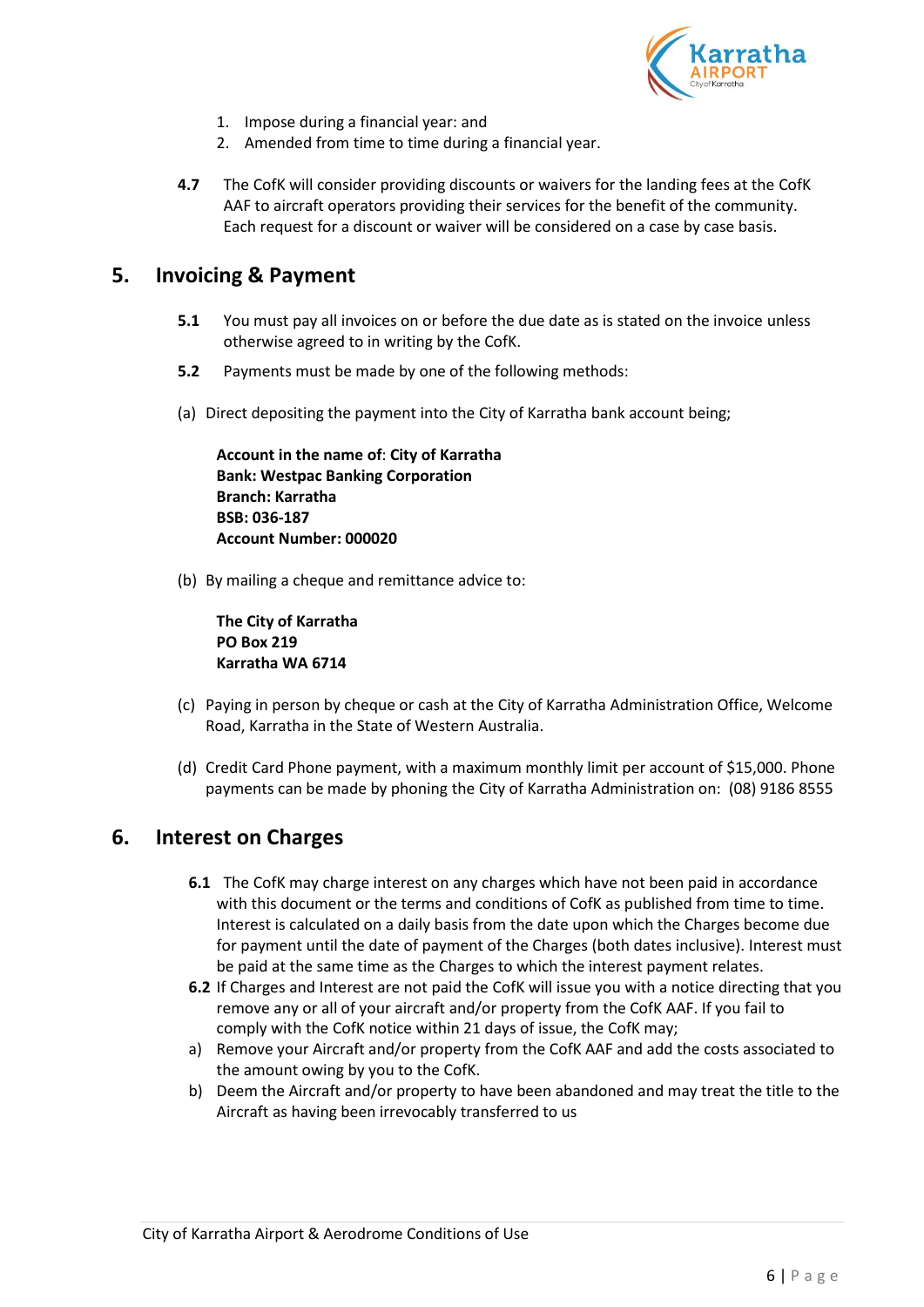1. Impose during a financial year: and
2. Amended from time to time during a financial year.

**4.7** The CofK will consider providing discounts or waivers for the landing fees at the CofK AAF to aircraft operators providing their services for the benefit of the community. Each request for a discount or waiver will be considered on a case by case basis.

## 5. Invoicing & Payment

**5.1** You must pay all invoices on or before the due date as is stated on the invoice unless otherwise agreed to in writing by the CofK.

**5.2** Payments must be made by one of the following methods:

(a) Direct depositing the payment into the City of Karratha bank account being;

**Account in the name of**: **City of Karratha**
**Bank: Westpac Banking Corporation**
**Branch: Karratha**
**BSB: 036-187**
**Account Number: 000020**

(b) By mailing a cheque and remittance advice to:

**The City of Karratha**
**PO Box 219**
**Karratha WA 6714**

(c) Paying in person by cheque or cash at the City of Karratha Administration Office, Welcome Road, Karratha in the State of Western Australia.

(d) Credit Card Phone payment, with a maximum monthly limit per account of $15,000. Phone payments can be made by phoning the City of Karratha Administration on: (08) 9186 8555

## 6. Interest on Charges

**6.1** The CofK may charge interest on any charges which have not been paid in accordance with this document or the terms and conditions of CofK as published from time to time. Interest is calculated on a daily basis from the date upon which the Charges become due for payment until the date of payment of the Charges (both dates inclusive). Interest must be paid at the same time as the Charges to which the interest payment relates.

**6.2** If Charges and Interest are not paid the CofK will issue you with a notice directing that you remove any or all of your aircraft and/or property from the CofK AAF. If you fail to comply with the CofK notice within 21 days of issue, the CofK may;

a) Remove your Aircraft and/or property from the CofK AAF and add the costs associated to the amount owing by you to the CofK.

b) Deem the Aircraft and/or property to have been abandoned and may treat the title to the Aircraft as having been irrevocably transferred to us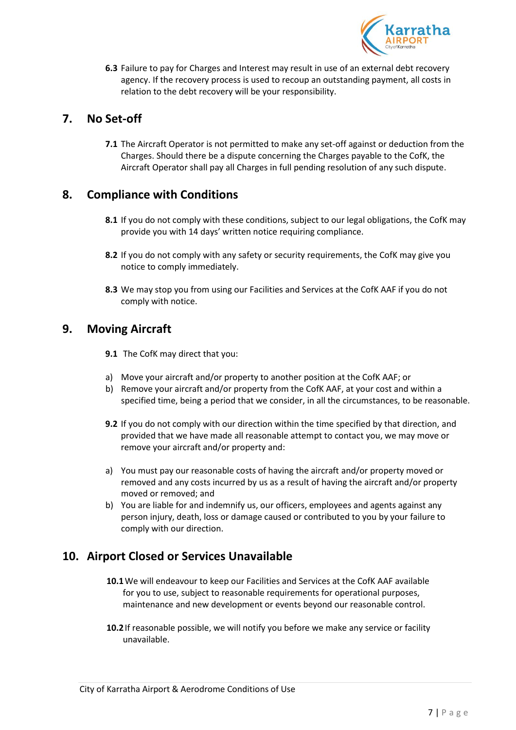**6.3** Failure to pay for Charges and Interest may result in use of an external debt recovery agency. If the recovery process is used to recoup an outstanding payment, all costs in relation to the debt recovery will be your responsibility.

## 7. No Set-off

**7.1** The Aircraft Operator is not permitted to make any set-off against or deduction from the Charges. Should there be a dispute concerning the Charges payable to the CofK, the Aircraft Operator shall pay all Charges in full pending resolution of any such dispute.

## 8. Compliance with Conditions

**8.1** If you do not comply with these conditions, subject to our legal obligations, the CofK may provide you with 14 days' written notice requiring compliance.

**8.2** If you do not comply with any safety or security requirements, the CofK may give you notice to comply immediately.

**8.3** We may stop you from using our Facilities and Services at the CofK AAF if you do not comply with notice.

## 9. Moving Aircraft

**9.1** The CofK may direct that you:

a) Move your aircraft and/or property to another position at the CofK AAF; or
b) Remove your aircraft and/or property from the CofK AAF, at your cost and within a specified time, being a period that we consider, in all the circumstances, to be reasonable.

**9.2** If you do not comply with our direction within the time specified by that direction, and provided that we have made all reasonable attempt to contact you, we may move or remove your aircraft and/or property and:

a) You must pay our reasonable costs of having the aircraft and/or property moved or removed and any costs incurred by us as a result of having the aircraft and/or property moved or removed; and
b) You are liable for and indemnify us, our officers, employees and agents against any person injury, death, loss or damage caused or contributed to you by your failure to comply with our direction.

## 10. Airport Closed or Services Unavailable

**10.1** We will endeavour to keep our Facilities and Services at the CofK AAF available for you to use, subject to reasonable requirements for operational purposes, maintenance and new development or events beyond our reasonable control.

**10.2** If reasonable possible, we will notify you before we make any service or facility unavailable.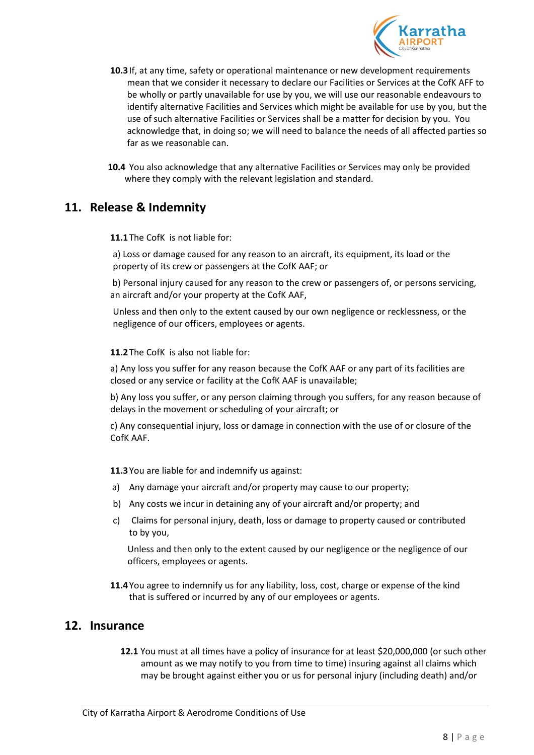**10.3** If, at any time, safety or operational maintenance or new development requirements mean that we consider it necessary to declare our Facilities or Services at the CofK AFF to be wholly or partly unavailable for use by you, we will use our reasonable endeavours to identify alternative Facilities and Services which might be available for use by you, but the use of such alternative Facilities or Services shall be a matter for decision by you. You acknowledge that, in doing so; we will need to balance the needs of all affected parties so far as we reasonable can.

**10.4** You also acknowledge that any alternative Facilities or Services may only be provided where they comply with the relevant legislation and standard.

## 11. Release & Indemnity

**11.1** The CofK is not liable for:

a) Loss or damage caused for any reason to an aircraft, its equipment, its load or the property of its crew or passengers at the CofK AAF; or

b) Personal injury caused for any reason to the crew or passengers of, or persons servicing, an aircraft and/or your property at the CofK AAF,

Unless and then only to the extent caused by our own negligence or recklessness, or the negligence of our officers, employees or agents.

**11.2** The CofK is also not liable for:

a) Any loss you suffer for any reason because the CofK AAF or any part of its facilities are closed or any service or facility at the CofK AAF is unavailable;

b) Any loss you suffer, or any person claiming through you suffers, for any reason because of delays in the movement or scheduling of your aircraft; or

c) Any consequential injury, loss or damage in connection with the use of or closure of the CofK AAF.

**11.3** You are liable for and indemnify us against:

a) Any damage your aircraft and/or property may cause to our property;

b) Any costs we incur in detaining any of your aircraft and/or property; and

c) Claims for personal injury, death, loss or damage to property caused or contributed to by you,

Unless and then only to the extent caused by our negligence or the negligence of our officers, employees or agents.

**11.4** You agree to indemnify us for any liability, loss, cost, charge or expense of the kind that is suffered or incurred by any of our employees or agents.

## 12. Insurance

**12.1** You must at all times have a policy of insurance for at least $20,000,000 (or such other amount as we may notify to you from time to time) insuring against all claims which may be brought against either you or us for personal injury (including death) and/or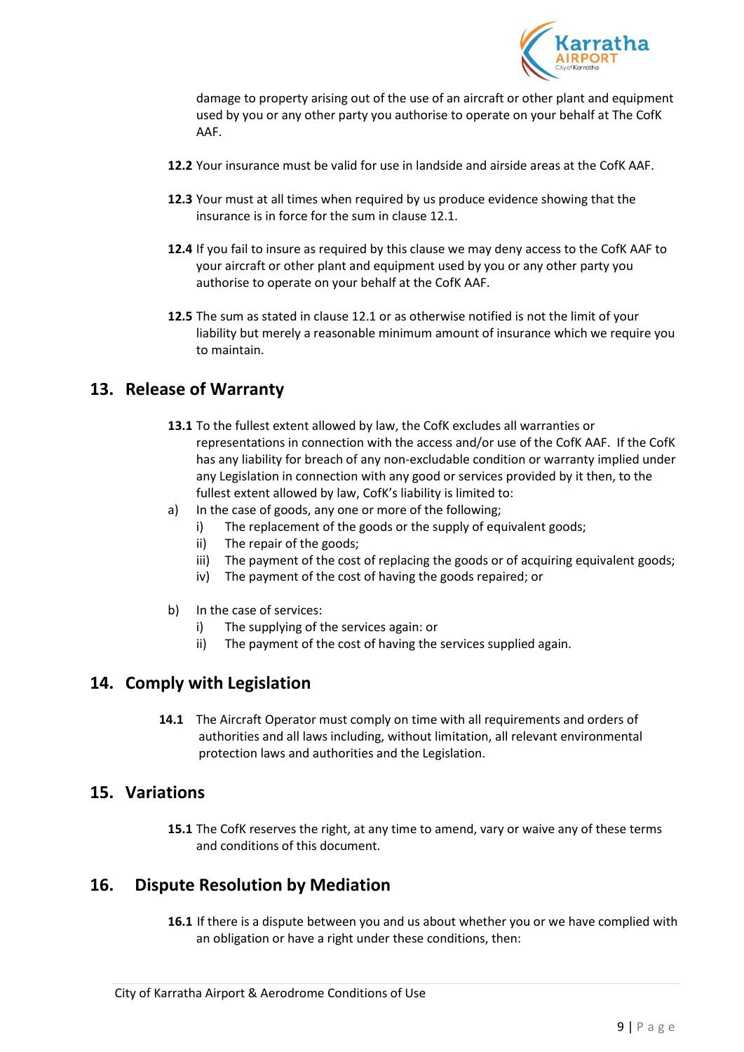damage to property arising out of the use of an aircraft or other plant and equipment used by you or any other party you authorise to operate on your behalf at The CofK AAF.

**12.2** Your insurance must be valid for use in landside and airside areas at the CofK AAF.

**12.3** Your must at all times when required by us produce evidence showing that the insurance is in force for the sum in clause 12.1.

**12.4** If you fail to insure as required by this clause we may deny access to the CofK AAF to your aircraft or other plant and equipment used by you or any other party you authorise to operate on your behalf at the CofK AAF.

**12.5** The sum as stated in clause 12.1 or as otherwise notified is not the limit of your liability but merely a reasonable minimum amount of insurance which we require you to maintain.

## 13. Release of Warranty

**13.1** To the fullest extent allowed by law, the CofK excludes all warranties or representations in connection with the access and/or use of the CofK AAF. If the CofK has any liability for breach of any non-excludable condition or warranty implied under any Legislation in connection with any good or services provided by it then, to the fullest extent allowed by law, CofK's liability is limited to:

a) In the case of goods, any one or more of the following;
   - i) The replacement of the goods or the supply of equivalent goods;
   - ii) The repair of the goods;
   - iii) The payment of the cost of replacing the goods or of acquiring equivalent goods;
   - iv) The payment of the cost of having the goods repaired; or

b) In the case of services:
   - i) The supplying of the services again: or
   - ii) The payment of the cost of having the services supplied again.

## 14. Comply with Legislation

**14.1** The Aircraft Operator must comply on time with all requirements and orders of authorities and all laws including, without limitation, all relevant environmental protection laws and authorities and the Legislation.

## 15. Variations

**15.1** The CofK reserves the right, at any time to amend, vary or waive any of these terms and conditions of this document.

## 16. Dispute Resolution by Mediation

**16.1** If there is a dispute between you and us about whether you or we have complied with an obligation or have a right under these conditions, then: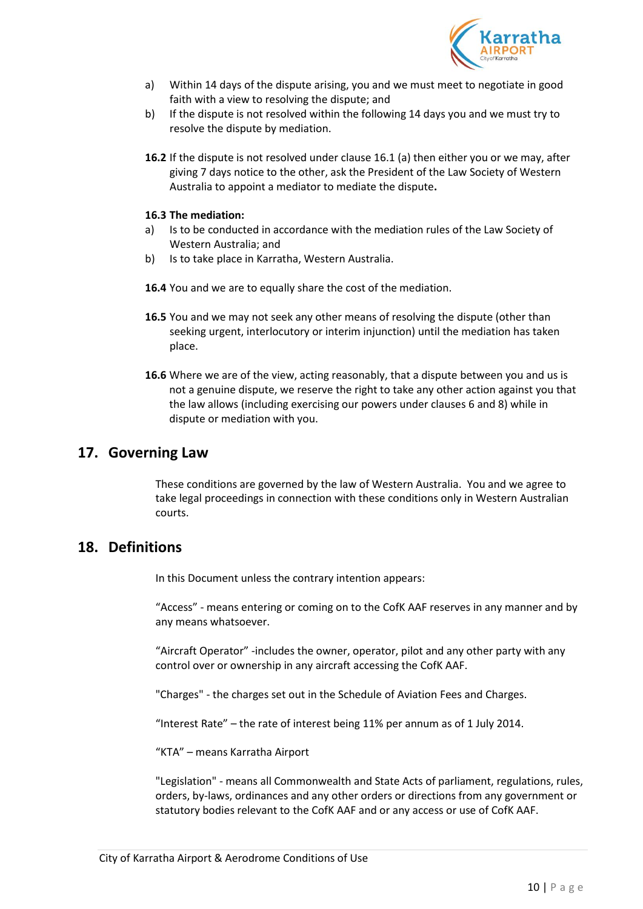a) Within 14 days of the dispute arising, you and we must meet to negotiate in good faith with a view to resolving the dispute; and

b) If the dispute is not resolved within the following 14 days you and we must try to resolve the dispute by mediation.

**16.2** If the dispute is not resolved under clause 16.1 (a) then either you or we may, after giving 7 days notice to the other, ask the President of the Law Society of Western Australia to appoint a mediator to mediate the dispute**.**

**16.3 The mediation:**

a) Is to be conducted in accordance with the mediation rules of the Law Society of Western Australia; and

b) Is to take place in Karratha, Western Australia.

**16.4** You and we are to equally share the cost of the mediation.

**16.5** You and we may not seek any other means of resolving the dispute (other than seeking urgent, interlocutory or interim injunction) until the mediation has taken place.

**16.6** Where we are of the view, acting reasonably, that a dispute between you and us is not a genuine dispute, we reserve the right to take any other action against you that the law allows (including exercising our powers under clauses 6 and 8) while in dispute or mediation with you.

## 17. Governing Law

These conditions are governed by the law of Western Australia. You and we agree to take legal proceedings in connection with these conditions only in Western Australian courts.

## 18. Definitions

In this Document unless the contrary intention appears:

"Access" - means entering or coming on to the CofK AAF reserves in any manner and by any means whatsoever.

"Aircraft Operator" -includes the owner, operator, pilot and any other party with any control over or ownership in any aircraft accessing the CofK AAF.

"Charges" - the charges set out in the Schedule of Aviation Fees and Charges.

"Interest Rate" – the rate of interest being 11% per annum as of 1 July 2014.

"KTA" – means Karratha Airport

"Legislation" - means all Commonwealth and State Acts of parliament, regulations, rules, orders, by-laws, ordinances and any other orders or directions from any government or statutory bodies relevant to the CofK AAF and or any access or use of CofK AAF.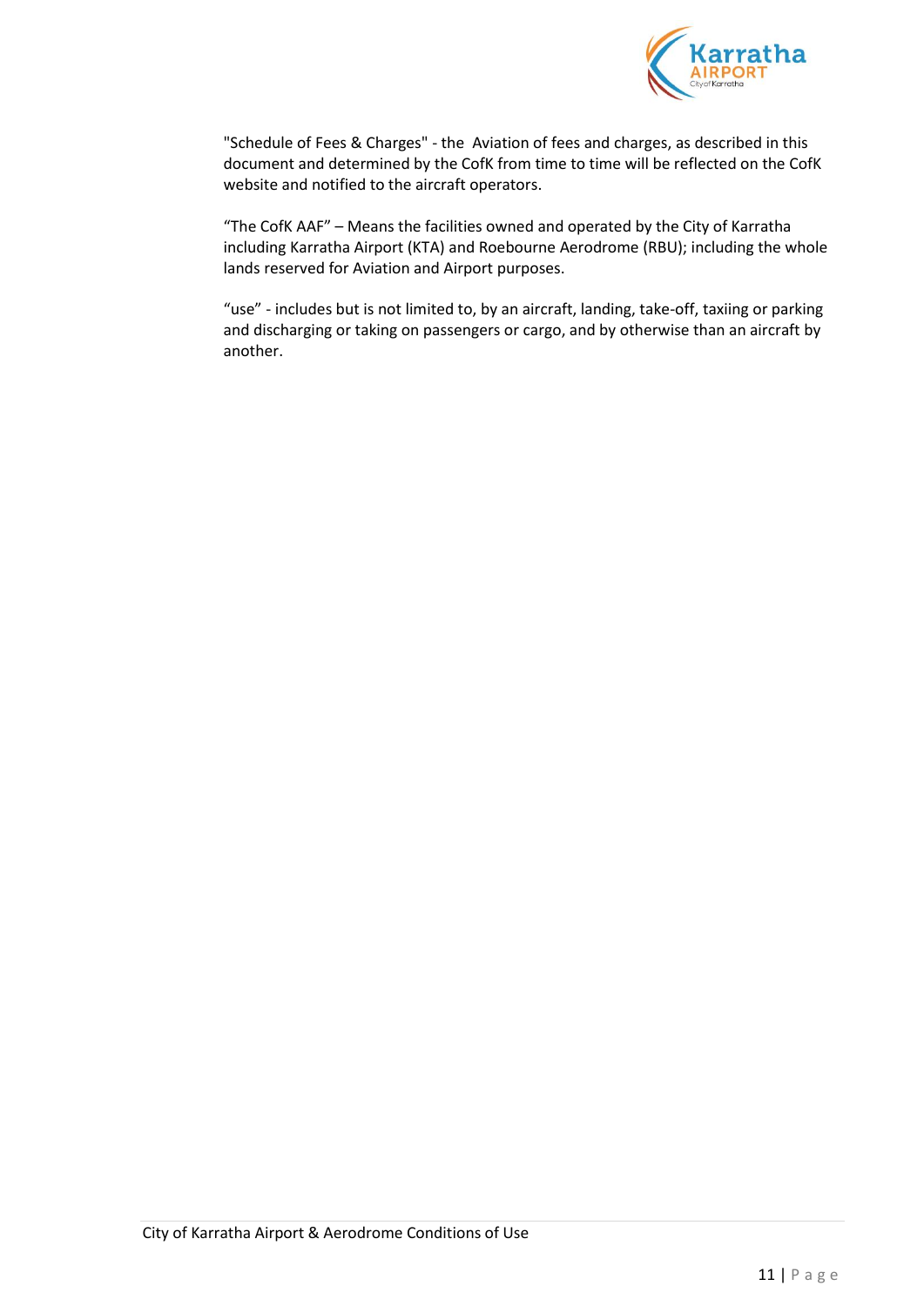"Schedule of Fees & Charges" - the  Aviation of fees and charges, as described in this document and determined by the CofK from time to time will be reflected on the CofK website and notified to the aircraft operators.

"The CofK AAF" – Means the facilities owned and operated by the City of Karratha including Karratha Airport (KTA) and Roebourne Aerodrome (RBU); including the whole lands reserved for Aviation and Airport purposes.

"use" - includes but is not limited to, by an aircraft, landing, take-off, taxiing or parking and discharging or taking on passengers or cargo, and by otherwise than an aircraft by another.